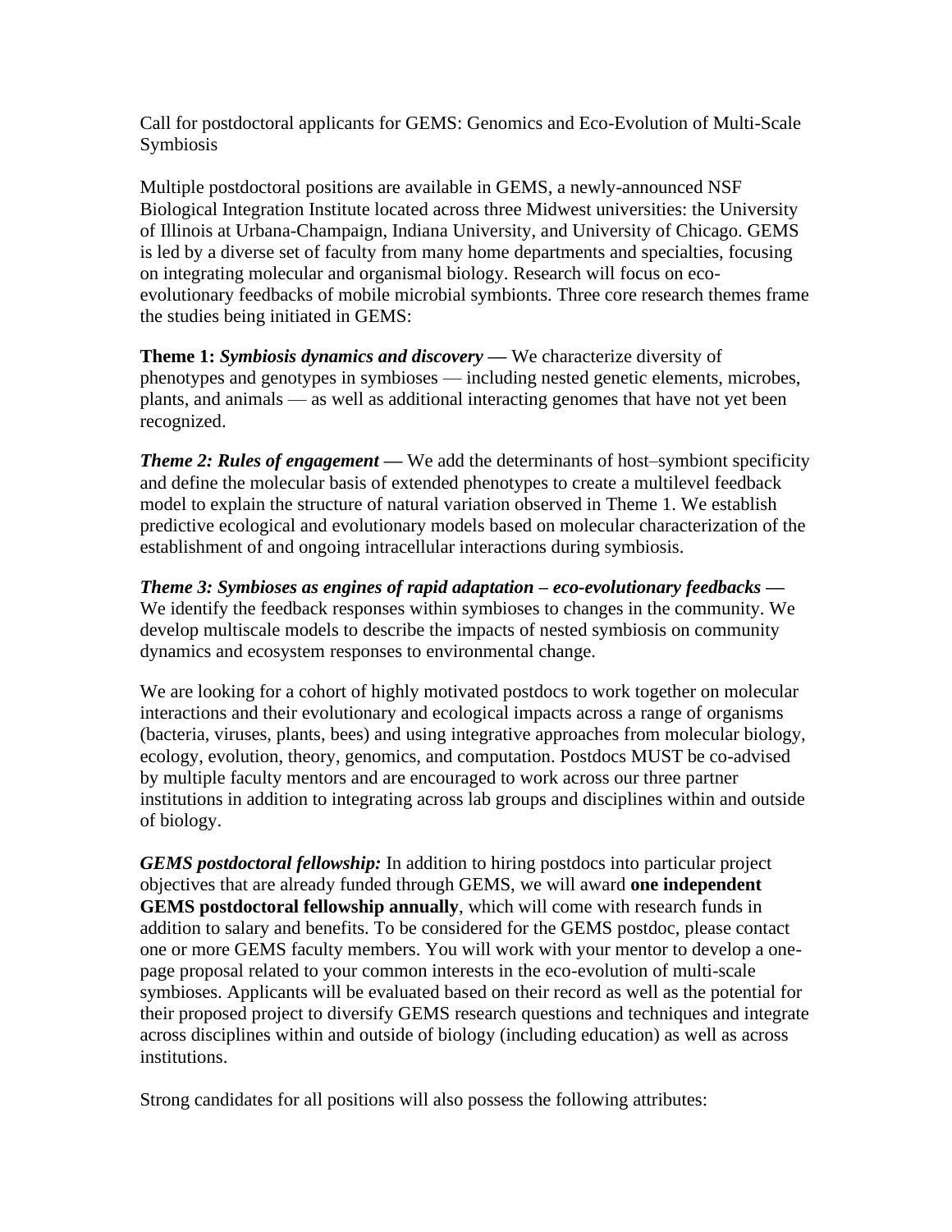Call for postdoctoral applicants for GEMS: Genomics and Eco-Evolution of Multi-Scale Symbiosis

Multiple postdoctoral positions are available in GEMS, a newly-announced NSF Biological Integration Institute located across three Midwest universities: the University of Illinois at Urbana-Champaign, Indiana University, and University of Chicago. GEMS is led by a diverse set of faculty from many home departments and specialties, focusing on integrating molecular and organismal biology. Research will focus on eco-evolutionary feedbacks of mobile microbial symbionts. Three core research themes frame the studies being initiated in GEMS:

**Theme 1:** ***Symbiosis dynamics and discovery* —** We characterize diversity of phenotypes and genotypes in symbioses — including nested genetic elements, microbes, plants, and animals — as well as additional interacting genomes that have not yet been recognized.

***Theme 2: Rules of engagement* —** We add the determinants of host–symbiont specificity and define the molecular basis of extended phenotypes to create a multilevel feedback model to explain the structure of natural variation observed in Theme 1. We establish predictive ecological and evolutionary models based on molecular characterization of the establishment of and ongoing intracellular interactions during symbiosis.

***Theme 3: Symbioses as engines of rapid adaptation – eco-evolutionary feedbacks* —** We identify the feedback responses within symbioses to changes in the community. We develop multiscale models to describe the impacts of nested symbiosis on community dynamics and ecosystem responses to environmental change.

We are looking for a cohort of highly motivated postdocs to work together on molecular interactions and their evolutionary and ecological impacts across a range of organisms (bacteria, viruses, plants, bees) and using integrative approaches from molecular biology, ecology, evolution, theory, genomics, and computation. Postdocs MUST be co-advised by multiple faculty mentors and are encouraged to work across our three partner institutions in addition to integrating across lab groups and disciplines within and outside of biology.

***GEMS postdoctoral fellowship:*** In addition to hiring postdocs into particular project objectives that are already funded through GEMS, we will award **one independent GEMS postdoctoral fellowship annually**, which will come with research funds in addition to salary and benefits. To be considered for the GEMS postdoc, please contact one or more GEMS faculty members. You will work with your mentor to develop a one-page proposal related to your common interests in the eco-evolution of multi-scale symbioses. Applicants will be evaluated based on their record as well as the potential for their proposed project to diversify GEMS research questions and techniques and integrate across disciplines within and outside of biology (including education) as well as across institutions.

Strong candidates for all positions will also possess the following attributes: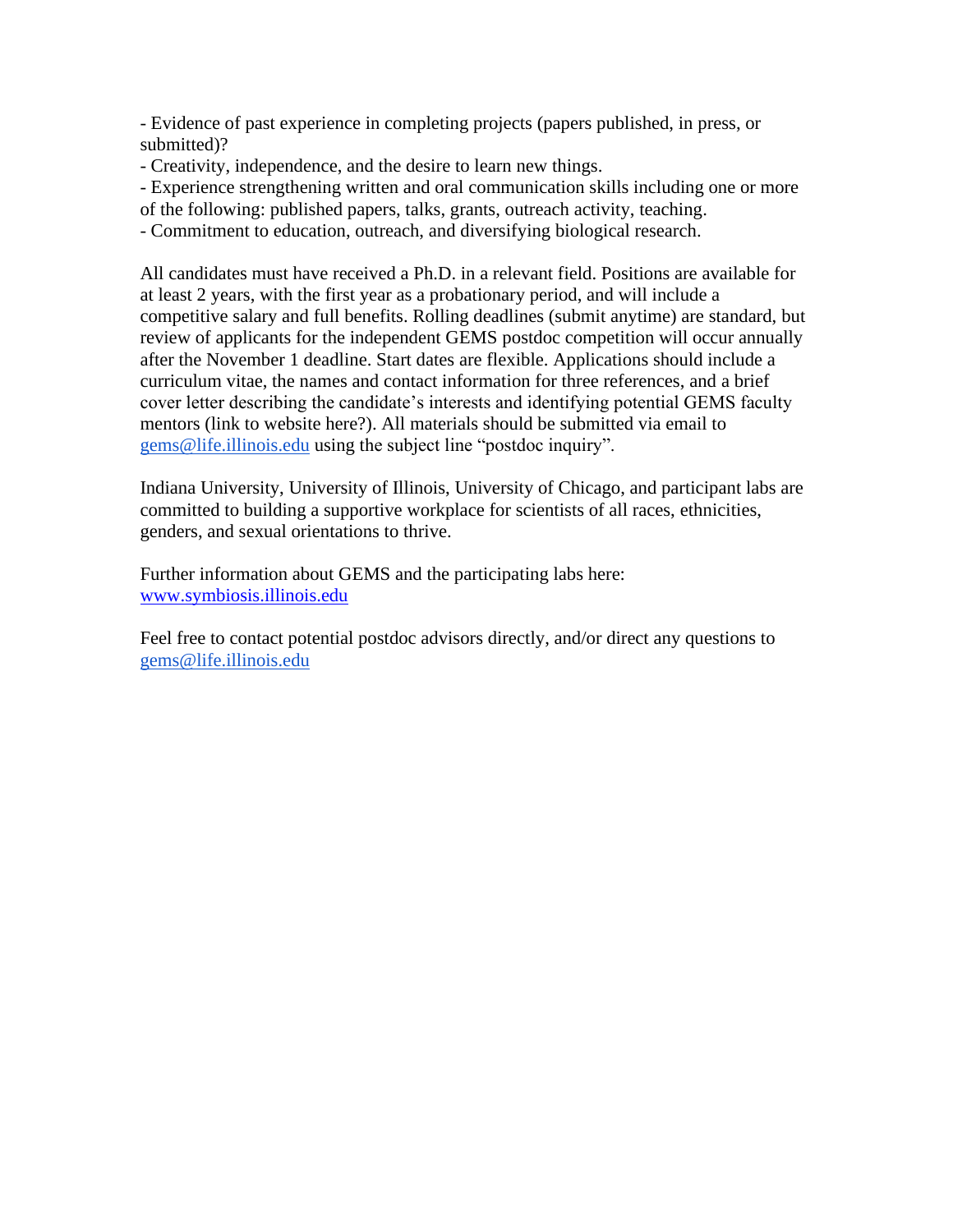- Evidence of past experience in completing projects (papers published, in press, or submitted)?
- Creativity, independence, and the desire to learn new things.
- Experience strengthening written and oral communication skills including one or more of the following: published papers, talks, grants, outreach activity, teaching.
- Commitment to education, outreach, and diversifying biological research.

All candidates must have received a Ph.D. in a relevant field. Positions are available for at least 2 years, with the first year as a probationary period, and will include a competitive salary and full benefits. Rolling deadlines (submit anytime) are standard, but review of applicants for the independent GEMS postdoc competition will occur annually after the November 1 deadline. Start dates are flexible. Applications should include a curriculum vitae, the names and contact information for three references, and a brief cover letter describing the candidate's interests and identifying potential GEMS faculty mentors (link to website here?). All materials should be submitted via email to gems@life.illinois.edu using the subject line "postdoc inquiry".

Indiana University, University of Illinois, University of Chicago, and participant labs are committed to building a supportive workplace for scientists of all races, ethnicities, genders, and sexual orientations to thrive.

Further information about GEMS and the participating labs here: www.symbiosis.illinois.edu

Feel free to contact potential postdoc advisors directly, and/or direct any questions to gems@life.illinois.edu